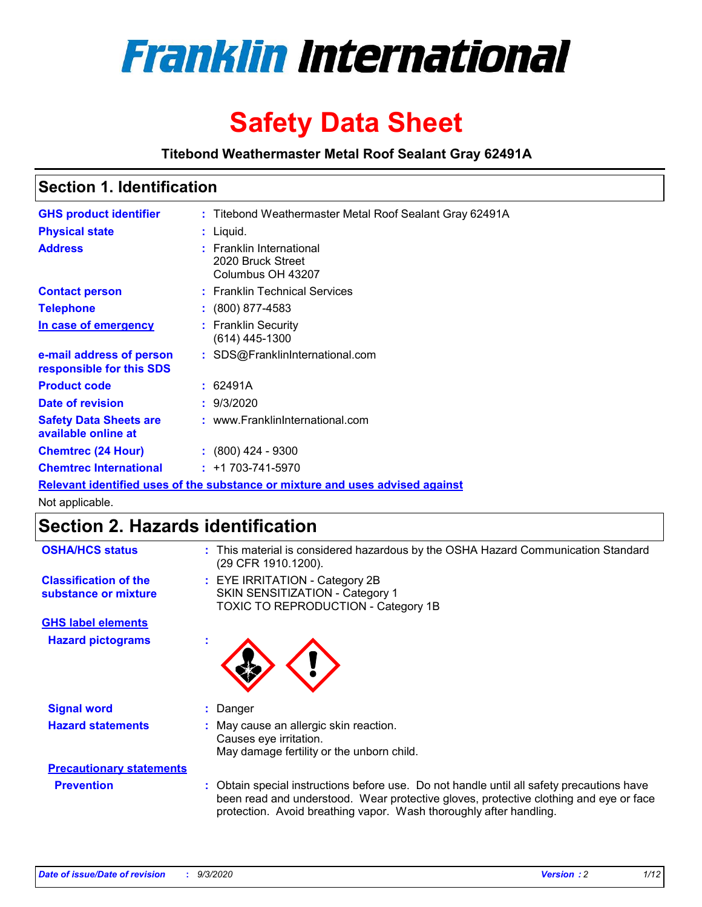# Franklin International

# Safety Data Sheet

**Titebond Weathermaster Metal Roof Sealant Gray 62491A**

## Section 1. Identification

| | | |
|---|---|---|
| **GHS product identifier** | : | Titebond Weathermaster Metal Roof Sealant Gray 62491A |
| **Physical state** | : | Liquid. |
| **Address** | : | Franklin International<br>2020 Bruck Street<br>Columbus OH 43207 |
| **Contact person** | : | Franklin Technical Services |
| **Telephone** | : | (800) 877-4583 |
| **In case of emergency** | : | Franklin Security<br>(614) 445-1300 |
| **e-mail address of person responsible for this SDS** | : | SDS@FranklinInternational.com |
| **Product code** | : | 62491A |
| **Date of revision** | : | 9/3/2020 |
| **Safety Data Sheets are available online at** | : | www.FranklinInternational.com |
| **Chemtrec (24 Hour)** | : | (800) 424 - 9300 |
| **Chemtrec International** | : | +1 703-741-5970 |

**Relevant identified uses of the substance or mixture and uses advised against**

Not applicable.

## Section 2. Hazards identification

**OSHA/HCS status** : This material is considered hazardous by the OSHA Hazard Communication Standard (29 CFR 1910.1200).

**Classification of the substance or mixture** : EYE IRRITATION - Category 2B
SKIN SENSITIZATION - Category 1
TOXIC TO REPRODUCTION - Category 1B

**GHS label elements**

**Hazard pictograms** :

**Signal word** : Danger

**Hazard statements** : May cause an allergic skin reaction.
Causes eye irritation.
May damage fertility or the unborn child.

**Precautionary statements**

**Prevention** : Obtain special instructions before use. Do not handle until all safety precautions have been read and understood. Wear protective gloves, protective clothing and eye or face protection. Avoid breathing vapor. Wash thoroughly after handling.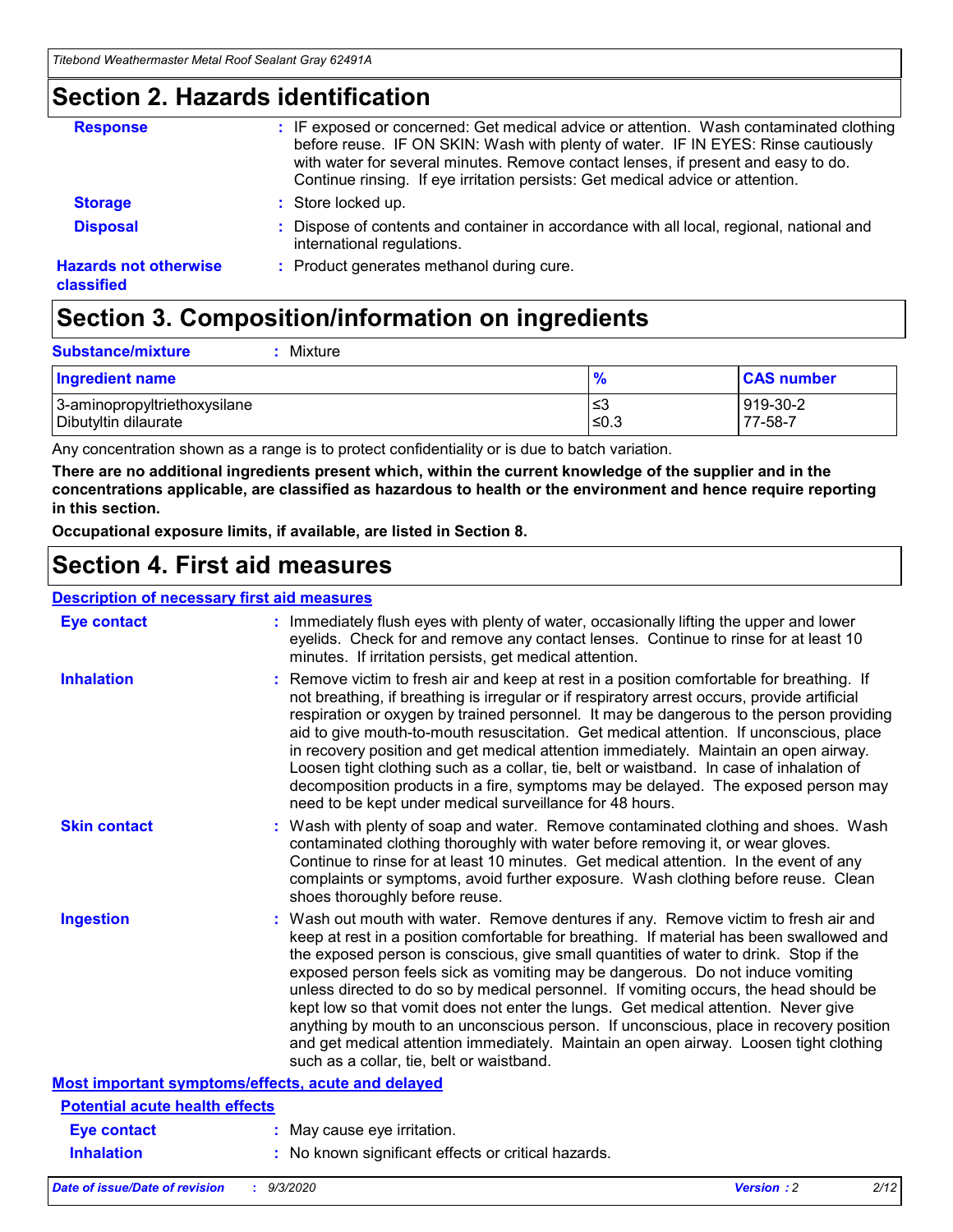## Section 2. Hazards identification

**Response** : IF exposed or concerned: Get medical advice or attention. Wash contaminated clothing before reuse. IF ON SKIN: Wash with plenty of water. IF IN EYES: Rinse cautiously with water for several minutes. Remove contact lenses, if present and easy to do. Continue rinsing. If eye irritation persists: Get medical advice or attention.

**Storage** : Store locked up.

**Disposal** : Dispose of contents and container in accordance with all local, regional, national and international regulations.

**Hazards not otherwise classified** : Product generates methanol during cure.

## Section 3. Composition/information on ingredients

**Substance/mixture** : Mixture

| Ingredient name | % | CAS number |
|---|---|---|
| 3-aminopropyltriethoxysilane | ≤3 | 919-30-2 |
| Dibutyltin dilaurate | ≤0.3 | 77-58-7 |

Any concentration shown as a range is to protect confidentiality or is due to batch variation.

**There are no additional ingredients present which, within the current knowledge of the supplier and in the concentrations applicable, are classified as hazardous to health or the environment and hence require reporting in this section.**

**Occupational exposure limits, if available, are listed in Section 8.**

## Section 4. First aid measures

### Description of necessary first aid measures

**Eye contact** : Immediately flush eyes with plenty of water, occasionally lifting the upper and lower eyelids. Check for and remove any contact lenses. Continue to rinse for at least 10 minutes. If irritation persists, get medical attention.

**Inhalation** : Remove victim to fresh air and keep at rest in a position comfortable for breathing. If not breathing, if breathing is irregular or if respiratory arrest occurs, provide artificial respiration or oxygen by trained personnel. It may be dangerous to the person providing aid to give mouth-to-mouth resuscitation. Get medical attention. If unconscious, place in recovery position and get medical attention immediately. Maintain an open airway. Loosen tight clothing such as a collar, tie, belt or waistband. In case of inhalation of decomposition products in a fire, symptoms may be delayed. The exposed person may need to be kept under medical surveillance for 48 hours.

**Skin contact** : Wash with plenty of soap and water. Remove contaminated clothing and shoes. Wash contaminated clothing thoroughly with water before removing it, or wear gloves. Continue to rinse for at least 10 minutes. Get medical attention. In the event of any complaints or symptoms, avoid further exposure. Wash clothing before reuse. Clean shoes thoroughly before reuse.

**Ingestion** : Wash out mouth with water. Remove dentures if any. Remove victim to fresh air and keep at rest in a position comfortable for breathing. If material has been swallowed and the exposed person is conscious, give small quantities of water to drink. Stop if the exposed person feels sick as vomiting may be dangerous. Do not induce vomiting unless directed to do so by medical personnel. If vomiting occurs, the head should be kept low so that vomit does not enter the lungs. Get medical attention. Never give anything by mouth to an unconscious person. If unconscious, place in recovery position and get medical attention immediately. Maintain an open airway. Loosen tight clothing such as a collar, tie, belt or waistband.

### Most important symptoms/effects, acute and delayed

#### Potential acute health effects

**Eye contact** : May cause eye irritation.

**Inhalation** : No known significant effects or critical hazards.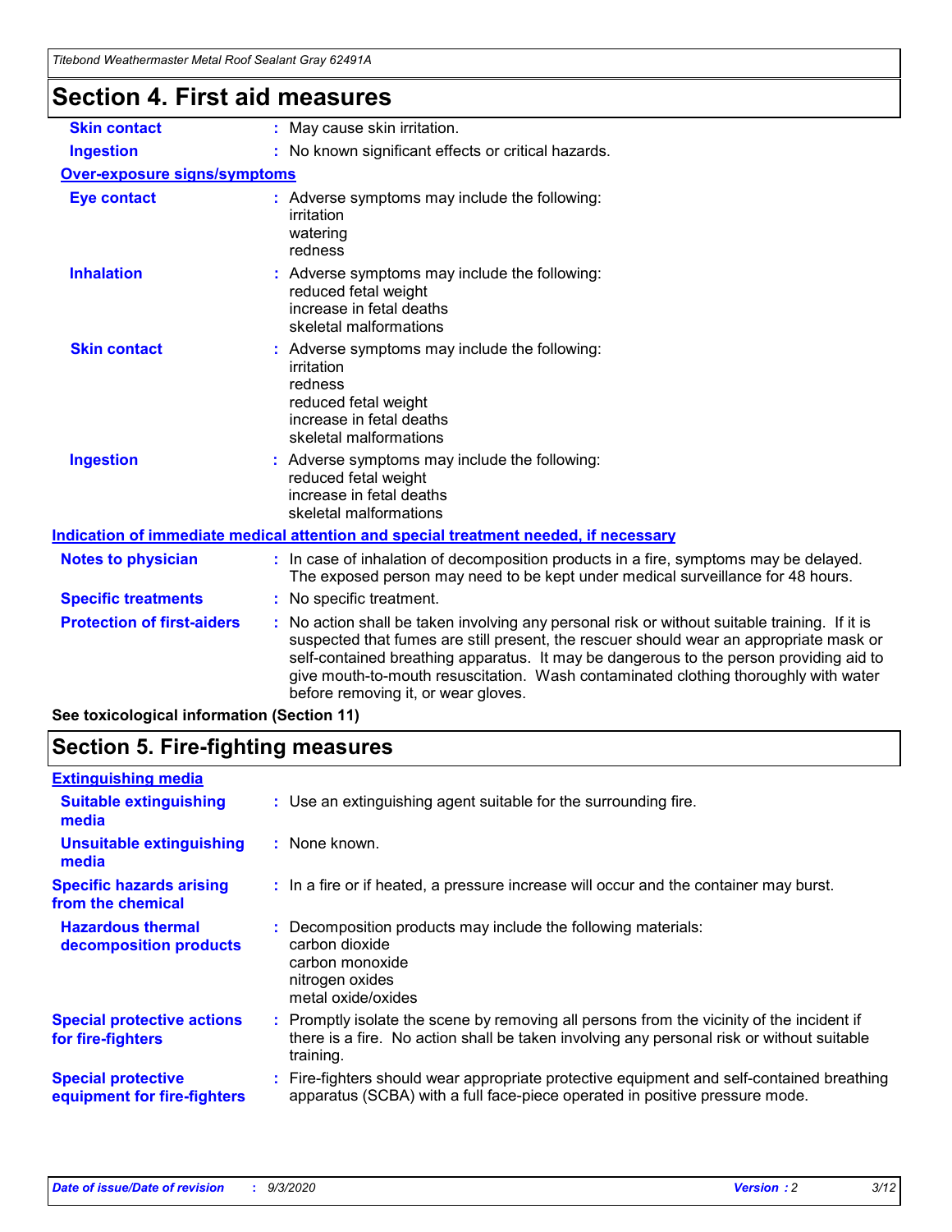# Section 4. First aid measures

**Skin contact** : May cause skin irritation.

**Ingestion** : No known significant effects or critical hazards.

## Over-exposure signs/symptoms

**Eye contact** : Adverse symptoms may include the following:
irritation
watering
redness

**Inhalation** : Adverse symptoms may include the following:
reduced fetal weight
increase in fetal deaths
skeletal malformations

**Skin contact** : Adverse symptoms may include the following:
irritation
redness
reduced fetal weight
increase in fetal deaths
skeletal malformations

**Ingestion** : Adverse symptoms may include the following:
reduced fetal weight
increase in fetal deaths
skeletal malformations

## Indication of immediate medical attention and special treatment needed, if necessary

**Notes to physician** : In case of inhalation of decomposition products in a fire, symptoms may be delayed. The exposed person may need to be kept under medical surveillance for 48 hours.

**Specific treatments** : No specific treatment.

**Protection of first-aiders** : No action shall be taken involving any personal risk or without suitable training. If it is suspected that fumes are still present, the rescuer should wear an appropriate mask or self-contained breathing apparatus. It may be dangerous to the person providing aid to give mouth-to-mouth resuscitation. Wash contaminated clothing thoroughly with water before removing it, or wear gloves.

**See toxicological information (Section 11)**

# Section 5. Fire-fighting measures

## Extinguishing media

**Suitable extinguishing media** : Use an extinguishing agent suitable for the surrounding fire.

**Unsuitable extinguishing media** : None known.

**Specific hazards arising from the chemical** : In a fire or if heated, a pressure increase will occur and the container may burst.

**Hazardous thermal decomposition products** : Decomposition products may include the following materials:
carbon dioxide
carbon monoxide
nitrogen oxides
metal oxide/oxides

**Special protective actions for fire-fighters** : Promptly isolate the scene by removing all persons from the vicinity of the incident if there is a fire. No action shall be taken involving any personal risk or without suitable training.

**Special protective equipment for fire-fighters** : Fire-fighters should wear appropriate protective equipment and self-contained breathing apparatus (SCBA) with a full face-piece operated in positive pressure mode.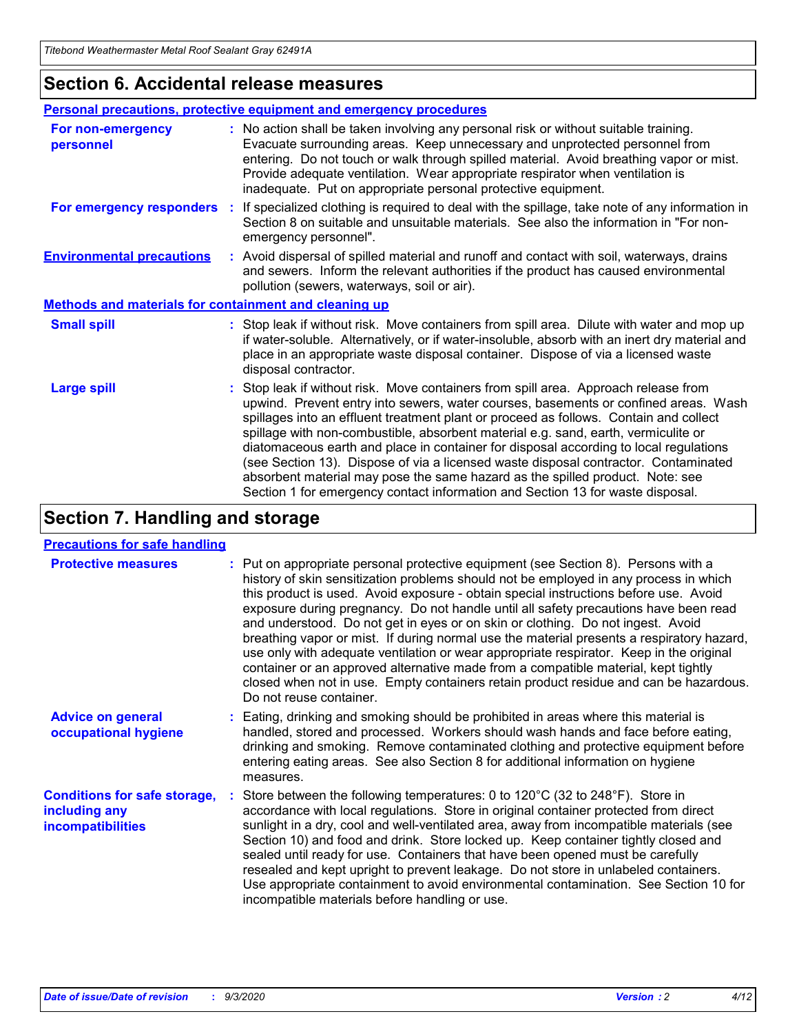## Section 6. Accidental release measures

### Personal precautions, protective equipment and emergency procedures

**For non-emergency personnel** : No action shall be taken involving any personal risk or without suitable training. Evacuate surrounding areas. Keep unnecessary and unprotected personnel from entering. Do not touch or walk through spilled material. Avoid breathing vapor or mist. Provide adequate ventilation. Wear appropriate respirator when ventilation is inadequate. Put on appropriate personal protective equipment.

**For emergency responders** : If specialized clothing is required to deal with the spillage, take note of any information in Section 8 on suitable and unsuitable materials. See also the information in "For non-emergency personnel".

**Environmental precautions** : Avoid dispersal of spilled material and runoff and contact with soil, waterways, drains and sewers. Inform the relevant authorities if the product has caused environmental pollution (sewers, waterways, soil or air).

### Methods and materials for containment and cleaning up

**Small spill** : Stop leak if without risk. Move containers from spill area. Dilute with water and mop up if water-soluble. Alternatively, or if water-insoluble, absorb with an inert dry material and place in an appropriate waste disposal container. Dispose of via a licensed waste disposal contractor.

**Large spill** : Stop leak if without risk. Move containers from spill area. Approach release from upwind. Prevent entry into sewers, water courses, basements or confined areas. Wash spillages into an effluent treatment plant or proceed as follows. Contain and collect spillage with non-combustible, absorbent material e.g. sand, earth, vermiculite or diatomaceous earth and place in container for disposal according to local regulations (see Section 13). Dispose of via a licensed waste disposal contractor. Contaminated absorbent material may pose the same hazard as the spilled product. Note: see Section 1 for emergency contact information and Section 13 for waste disposal.

## Section 7. Handling and storage

### Precautions for safe handling

**Protective measures** : Put on appropriate personal protective equipment (see Section 8). Persons with a history of skin sensitization problems should not be employed in any process in which this product is used. Avoid exposure - obtain special instructions before use. Avoid exposure during pregnancy. Do not handle until all safety precautions have been read and understood. Do not get in eyes or on skin or clothing. Do not ingest. Avoid breathing vapor or mist. If during normal use the material presents a respiratory hazard, use only with adequate ventilation or wear appropriate respirator. Keep in the original container or an approved alternative made from a compatible material, kept tightly closed when not in use. Empty containers retain product residue and can be hazardous. Do not reuse container.

**Advice on general occupational hygiene** : Eating, drinking and smoking should be prohibited in areas where this material is handled, stored and processed. Workers should wash hands and face before eating, drinking and smoking. Remove contaminated clothing and protective equipment before entering eating areas. See also Section 8 for additional information on hygiene measures.

**Conditions for safe storage, including any incompatibilities** : Store between the following temperatures: 0 to 120°C (32 to 248°F). Store in accordance with local regulations. Store in original container protected from direct sunlight in a dry, cool and well-ventilated area, away from incompatible materials (see Section 10) and food and drink. Store locked up. Keep container tightly closed and sealed until ready for use. Containers that have been opened must be carefully resealed and kept upright to prevent leakage. Do not store in unlabeled containers. Use appropriate containment to avoid environmental contamination. See Section 10 for incompatible materials before handling or use.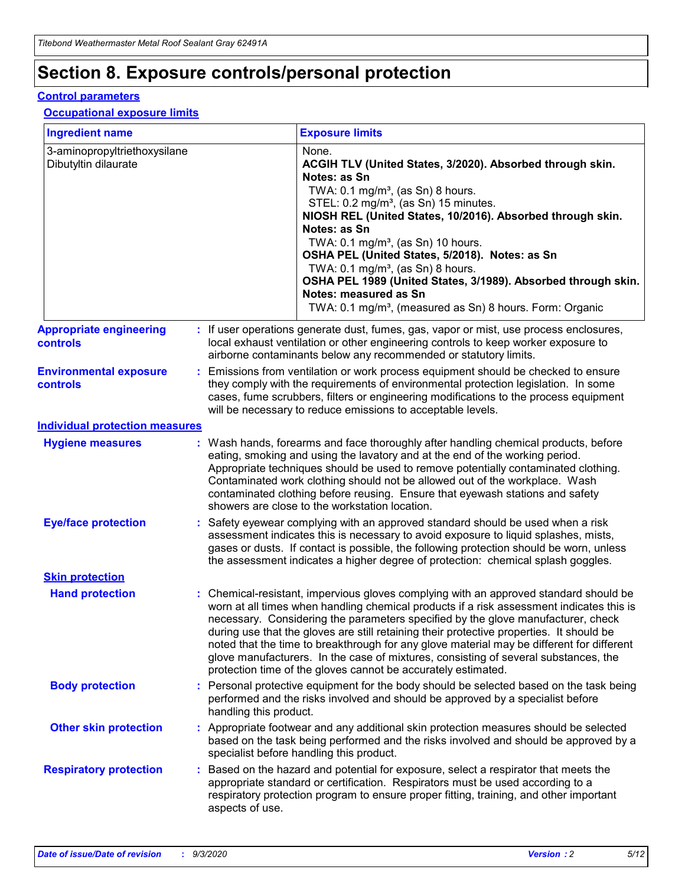# Section 8. Exposure controls/personal protection

## Control parameters

### Occupational exposure limits

| Ingredient name | Exposure limits |
|---|---|
| 3-aminopropyltriethoxysilane | None. |
| Dibutyltin dilaurate | **ACGIH TLV (United States, 3/2020). Absorbed through skin. Notes: as Sn**<br>TWA: 0.1 mg/m³, (as Sn) 8 hours.<br>STEL: 0.2 mg/m³, (as Sn) 15 minutes.<br>**NIOSH REL (United States, 10/2016). Absorbed through skin. Notes: as Sn**<br>TWA: 0.1 mg/m³, (as Sn) 10 hours.<br>**OSHA PEL (United States, 5/2018). Notes: as Sn**<br>TWA: 0.1 mg/m³, (as Sn) 8 hours.<br>**OSHA PEL 1989 (United States, 3/1989). Absorbed through skin. Notes: measured as Sn**<br>TWA: 0.1 mg/m³, (measured as Sn) 8 hours. Form: Organic |

**Appropriate engineering controls** : If user operations generate dust, fumes, gas, vapor or mist, use process enclosures, local exhaust ventilation or other engineering controls to keep worker exposure to airborne contaminants below any recommended or statutory limits.

**Environmental exposure controls** : Emissions from ventilation or work process equipment should be checked to ensure they comply with the requirements of environmental protection legislation. In some cases, fume scrubbers, filters or engineering modifications to the process equipment will be necessary to reduce emissions to acceptable levels.

## Individual protection measures

**Hygiene measures** : Wash hands, forearms and face thoroughly after handling chemical products, before eating, smoking and using the lavatory and at the end of the working period. Appropriate techniques should be used to remove potentially contaminated clothing. Contaminated work clothing should not be allowed out of the workplace. Wash contaminated clothing before reusing. Ensure that eyewash stations and safety showers are close to the workstation location.

**Eye/face protection** : Safety eyewear complying with an approved standard should be used when a risk assessment indicates this is necessary to avoid exposure to liquid splashes, mists, gases or dusts. If contact is possible, the following protection should be worn, unless the assessment indicates a higher degree of protection: chemical splash goggles.

### Skin protection

**Hand protection** : Chemical-resistant, impervious gloves complying with an approved standard should be worn at all times when handling chemical products if a risk assessment indicates this is necessary. Considering the parameters specified by the glove manufacturer, check during use that the gloves are still retaining their protective properties. It should be noted that the time to breakthrough for any glove material may be different for different glove manufacturers. In the case of mixtures, consisting of several substances, the protection time of the gloves cannot be accurately estimated.

**Body protection** : Personal protective equipment for the body should be selected based on the task being performed and the risks involved and should be approved by a specialist before handling this product.

**Other skin protection** : Appropriate footwear and any additional skin protection measures should be selected based on the task being performed and the risks involved and should be approved by a specialist before handling this product.

**Respiratory protection** : Based on the hazard and potential for exposure, select a respirator that meets the appropriate standard or certification. Respirators must be used according to a respiratory protection program to ensure proper fitting, training, and other important aspects of use.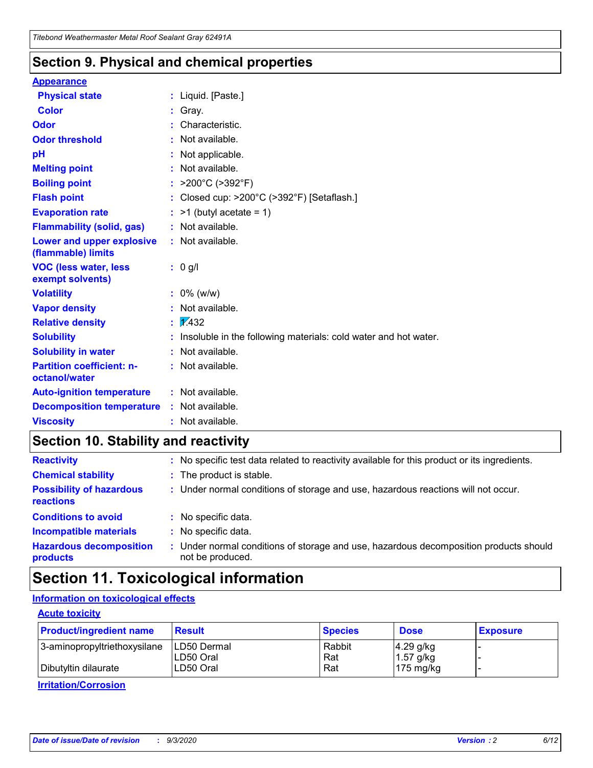## Section 9. Physical and chemical properties

**Appearance**

| | |
|---|---|
| **Physical state** | : Liquid. [Paste.] |
| **Color** | : Gray. |
| **Odor** | : Characteristic. |
| **Odor threshold** | : Not available. |
| **pH** | : Not applicable. |
| **Melting point** | : Not available. |
| **Boiling point** | : >200°C (>392°F) |
| **Flash point** | : Closed cup: >200°C (>392°F) [Setaflash.] |
| **Evaporation rate** | : >1 (butyl acetate = 1) |
| **Flammability (solid, gas)** | : Not available. |
| **Lower and upper explosive (flammable) limits** | : Not available. |
| **VOC (less water, less exempt solvents)** | : 0 g/l |
| **Volatility** | : 0% (w/w) |
| **Vapor density** | : Not available. |
| **Relative density** | : 1.432 |
| **Solubility** | : Insoluble in the following materials: cold water and hot water. |
| **Solubility in water** | : Not available. |
| **Partition coefficient: n-octanol/water** | : Not available. |
| **Auto-ignition temperature** | : Not available. |
| **Decomposition temperature** | : Not available. |
| **Viscosity** | : Not available. |

## Section 10. Stability and reactivity

| | |
|---|---|
| **Reactivity** | : No specific test data related to reactivity available for this product or its ingredients. |
| **Chemical stability** | : The product is stable. |
| **Possibility of hazardous reactions** | : Under normal conditions of storage and use, hazardous reactions will not occur. |
| **Conditions to avoid** | : No specific data. |
| **Incompatible materials** | : No specific data. |
| **Hazardous decomposition products** | : Under normal conditions of storage and use, hazardous decomposition products should not be produced. |

## Section 11. Toxicological information

**Information on toxicological effects**

**Acute toxicity**

| Product/ingredient name | Result | Species | Dose | Exposure |
|---|---|---|---|---|
| 3-aminopropyltriethoxysilane | LD50 Dermal | Rabbit | 4.29 g/kg | - |
| | LD50 Oral | Rat | 1.57 g/kg | - |
| Dibutyltin dilaurate | LD50 Oral | Rat | 175 mg/kg | - |

**Irritation/Corrosion**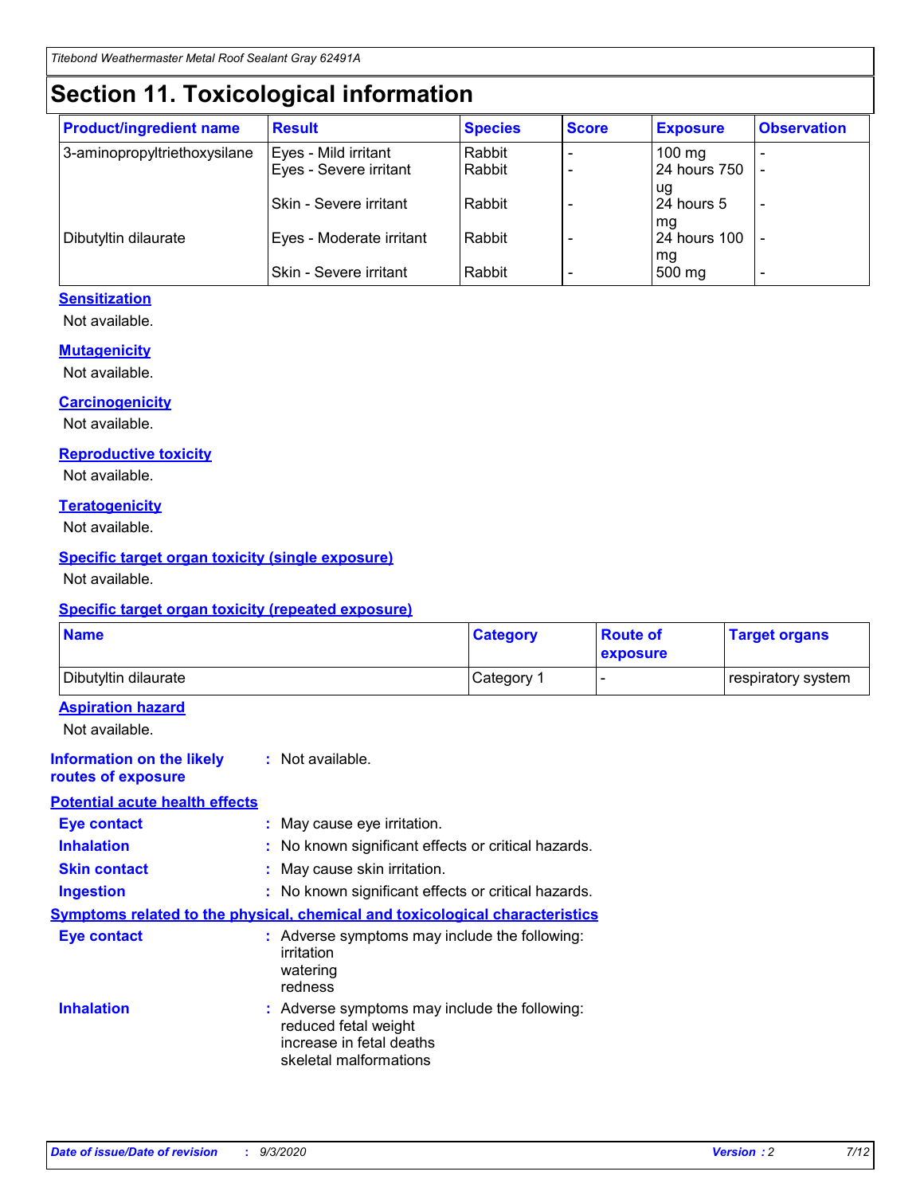# Section 11. Toxicological information

| Product/ingredient name | Result | Species | Score | Exposure | Observation |
|---|---|---|---|---|---|
| 3-aminopropyltriethoxysilane | Eyes - Mild irritant | Rabbit | - | 100 mg | - |
| | Eyes - Severe irritant | Rabbit | - | 24 hours 750 ug | - |
| | Skin - Severe irritant | Rabbit | - | 24 hours 5 mg | - |
| Dibutyltin dilaurate | Eyes - Moderate irritant | Rabbit | - | 24 hours 100 mg | - |
| | Skin - Severe irritant | Rabbit | - | 500 mg | - |

### Sensitization

Not available.

### Mutagenicity

Not available.

### Carcinogenicity

Not available.

### Reproductive toxicity

Not available.

### Teratogenicity

Not available.

### Specific target organ toxicity (single exposure)

Not available.

### Specific target organ toxicity (repeated exposure)

| Name | Category | Route of exposure | Target organs |
|---|---|---|---|
| Dibutyltin dilaurate | Category 1 | - | respiratory system |

### Aspiration hazard

Not available.

**Information on the likely routes of exposure** : Not available.

### Potential acute health effects

**Eye contact** : May cause eye irritation.

**Inhalation** : No known significant effects or critical hazards.

**Skin contact** : May cause skin irritation.

**Ingestion** : No known significant effects or critical hazards.

### Symptoms related to the physical, chemical and toxicological characteristics

**Eye contact** : Adverse symptoms may include the following:
irritation
watering
redness

**Inhalation** : Adverse symptoms may include the following:
reduced fetal weight
increase in fetal deaths
skeletal malformations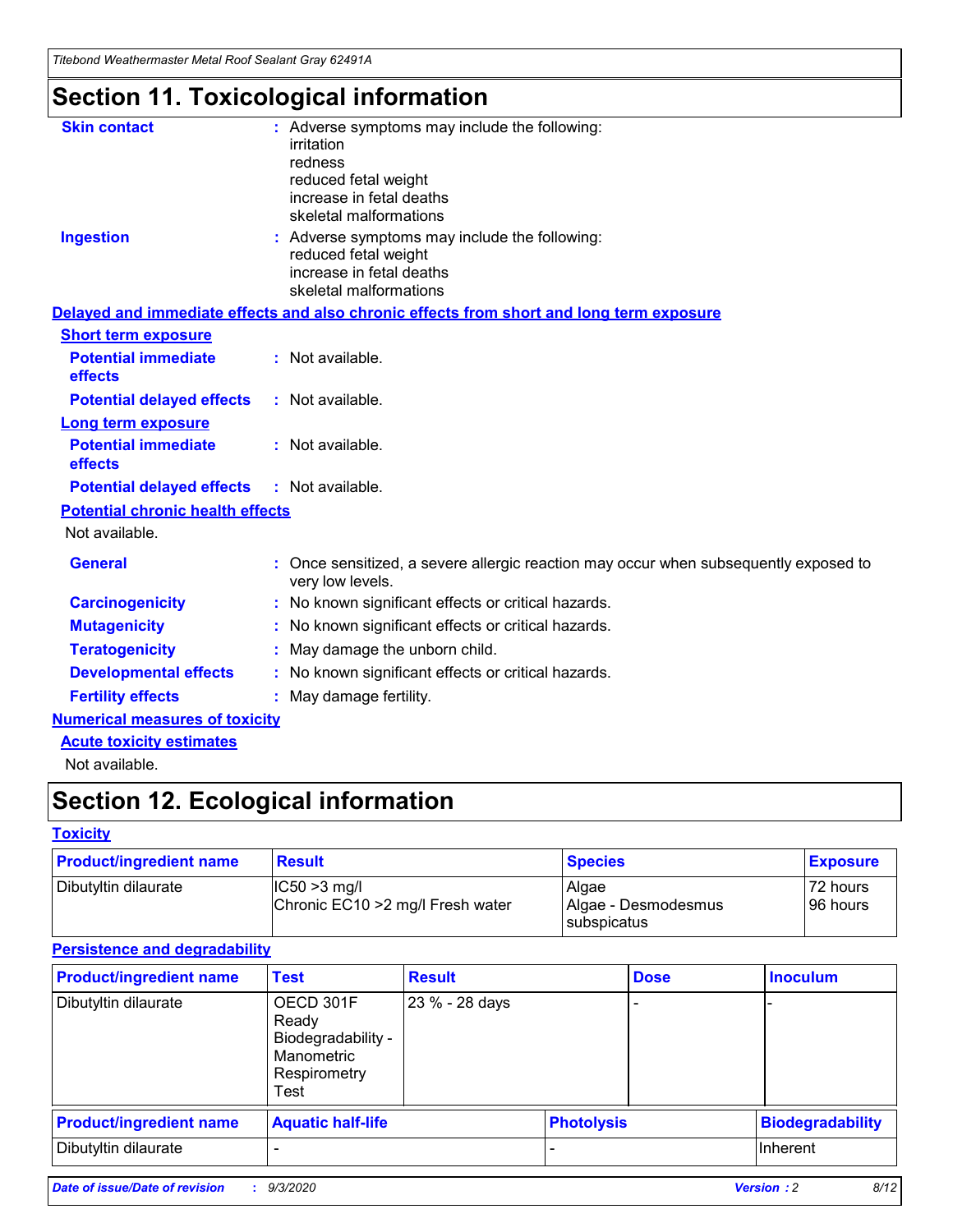# Section 11. Toxicological information

**Skin contact** : Adverse symptoms may include the following:
irritation
redness
reduced fetal weight
increase in fetal deaths
skeletal malformations

**Ingestion** : Adverse symptoms may include the following:
reduced fetal weight
increase in fetal deaths
skeletal malformations

**Delayed and immediate effects and also chronic effects from short and long term exposure**

**Short term exposure**

**Potential immediate effects** : Not available.

**Potential delayed effects** : Not available.

**Long term exposure**

**Potential immediate effects** : Not available.

**Potential delayed effects** : Not available.

**Potential chronic health effects**

Not available.

**General** : Once sensitized, a severe allergic reaction may occur when subsequently exposed to very low levels.

**Carcinogenicity** : No known significant effects or critical hazards.

**Mutagenicity** : No known significant effects or critical hazards.

**Teratogenicity** : May damage the unborn child.

**Developmental effects** : No known significant effects or critical hazards.

**Fertility effects** : May damage fertility.

**Numerical measures of toxicity**

**Acute toxicity estimates**

Not available.

# Section 12. Ecological information

**Toxicity**

| Product/ingredient name | Result | Species | Exposure |
|---|---|---|---|
| Dibutyltin dilaurate | IC50 >3 mg/l<br>Chronic EC10 >2 mg/l Fresh water | Algae<br>Algae - Desmodesmus subspicatus | 72 hours<br>96 hours |

**Persistence and degradability**

| Product/ingredient name | Test | Result | Dose | Inoculum |
|---|---|---|---|---|
| Dibutyltin dilaurate | OECD 301F Ready Biodegradability - Manometric Respirometry Test | 23 % - 28 days | - | - |

| Product/ingredient name | Aquatic half-life | Photolysis | Biodegradability |
|---|---|---|---|
| Dibutyltin dilaurate | - | - | Inherent |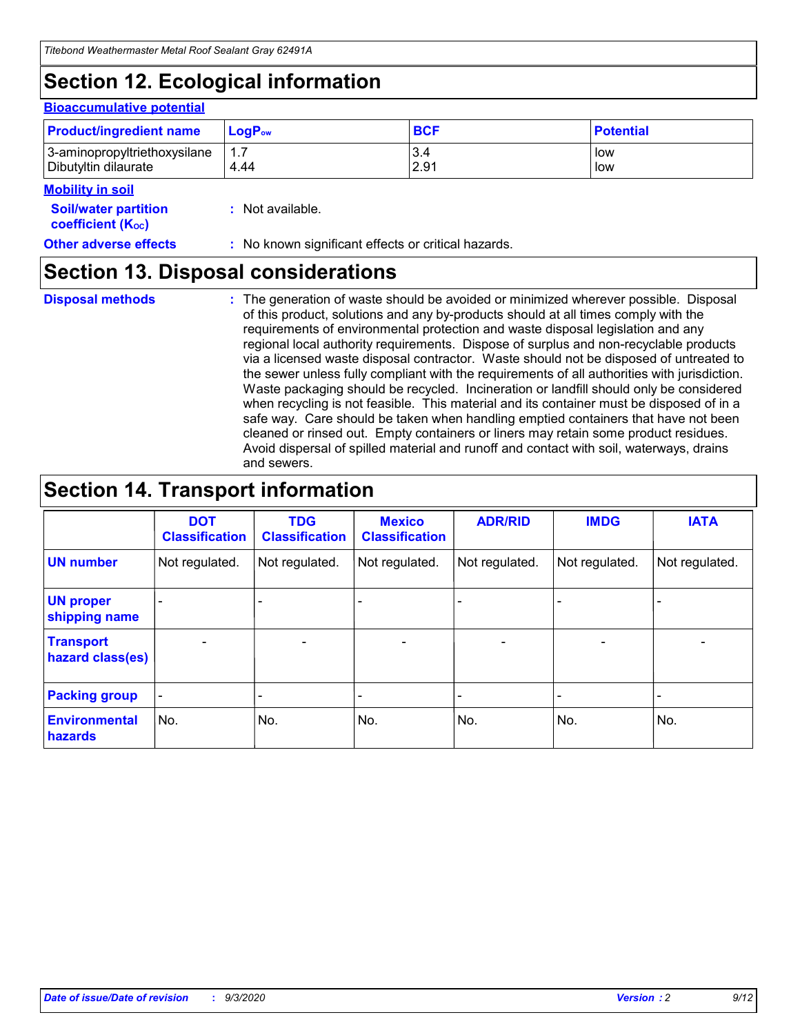## Section 12. Ecological information

### Bioaccumulative potential

| Product/ingredient name | $LogP_{ow}$ | BCF | Potential |
|---|---|---|---|
| 3-aminopropyltriethoxysilane | 1.7 | 3.4 | low |
| Dibutyltin dilaurate | 4.44 | 2.91 | low |

### Mobility in soil

**Soil/water partition coefficient ($K_{OC}$)** : Not available.

**Other adverse effects** : No known significant effects or critical hazards.

## Section 13. Disposal considerations

**Disposal methods** : The generation of waste should be avoided or minimized wherever possible. Disposal of this product, solutions and any by-products should at all times comply with the requirements of environmental protection and waste disposal legislation and any regional local authority requirements. Dispose of surplus and non-recyclable products via a licensed waste disposal contractor. Waste should not be disposed of untreated to the sewer unless fully compliant with the requirements of all authorities with jurisdiction. Waste packaging should be recycled. Incineration or landfill should only be considered when recycling is not feasible. This material and its container must be disposed of in a safe way. Care should be taken when handling emptied containers that have not been cleaned or rinsed out. Empty containers or liners may retain some product residues. Avoid dispersal of spilled material and runoff and contact with soil, waterways, drains and sewers.

## Section 14. Transport information

| | DOT Classification | TDG Classification | Mexico Classification | ADR/RID | IMDG | IATA |
|---|---|---|---|---|---|---|
| **UN number** | Not regulated. | Not regulated. | Not regulated. | Not regulated. | Not regulated. | Not regulated. |
| **UN proper shipping name** | - | - | - | - | - | - |
| **Transport hazard class(es)** | - | - | - | - | - | - |
| **Packing group** | - | - | - | - | - | - |
| **Environmental hazards** | No. | No. | No. | No. | No. | No. |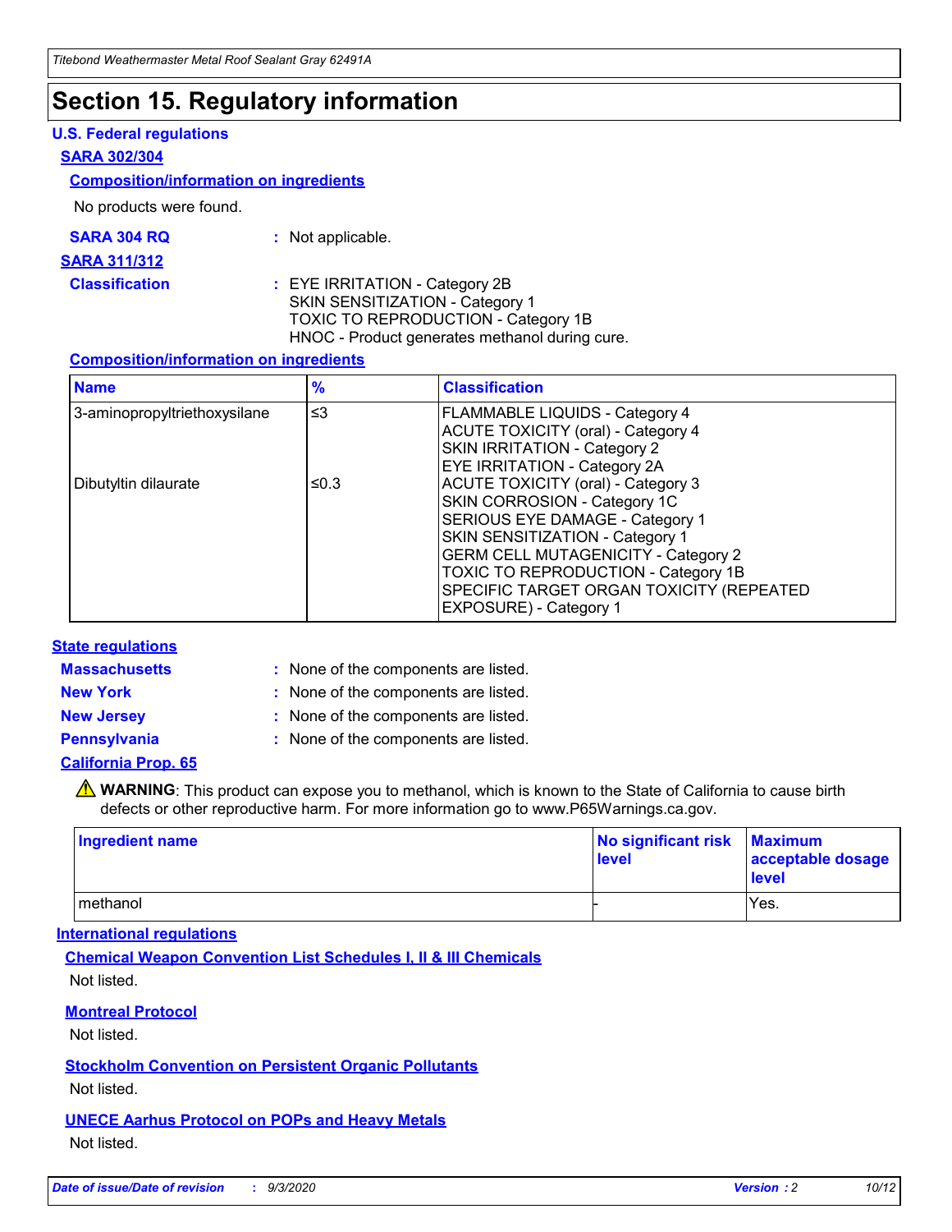# Section 15. Regulatory information

## U.S. Federal regulations

### SARA 302/304

#### Composition/information on ingredients

No products were found.

**SARA 304 RQ** : Not applicable.

### SARA 311/312

**Classification** : EYE IRRITATION - Category 2B
SKIN SENSITIZATION - Category 1
TOXIC TO REPRODUCTION - Category 1B
HNOC - Product generates methanol during cure.

#### Composition/information on ingredients

| Name | % | Classification |
|---|---|---|
| 3-aminopropyltriethoxysilane | ≤3 | FLAMMABLE LIQUIDS - Category 4<br>ACUTE TOXICITY (oral) - Category 4<br>SKIN IRRITATION - Category 2<br>EYE IRRITATION - Category 2A |
| Dibutyltin dilaurate | ≤0.3 | ACUTE TOXICITY (oral) - Category 3<br>SKIN CORROSION - Category 1C<br>SERIOUS EYE DAMAGE - Category 1<br>SKIN SENSITIZATION - Category 1<br>GERM CELL MUTAGENICITY - Category 2<br>TOXIC TO REPRODUCTION - Category 1B<br>SPECIFIC TARGET ORGAN TOXICITY (REPEATED EXPOSURE) - Category 1 |

## State regulations

**Massachusetts** : None of the components are listed.

**New York** : None of the components are listed.

**New Jersey** : None of the components are listed.

**Pennsylvania** : None of the components are listed.

### California Prop. 65

⚠ **WARNING**: This product can expose you to methanol, which is known to the State of California to cause birth defects or other reproductive harm. For more information go to www.P65Warnings.ca.gov.

| Ingredient name | No significant risk level | Maximum acceptable dosage level |
|---|---|---|
| methanol | - | Yes. |

## International regulations

### Chemical Weapon Convention List Schedules I, II & III Chemicals

Not listed.

### Montreal Protocol

Not listed.

### Stockholm Convention on Persistent Organic Pollutants

Not listed.

### UNECE Aarhus Protocol on POPs and Heavy Metals

Not listed.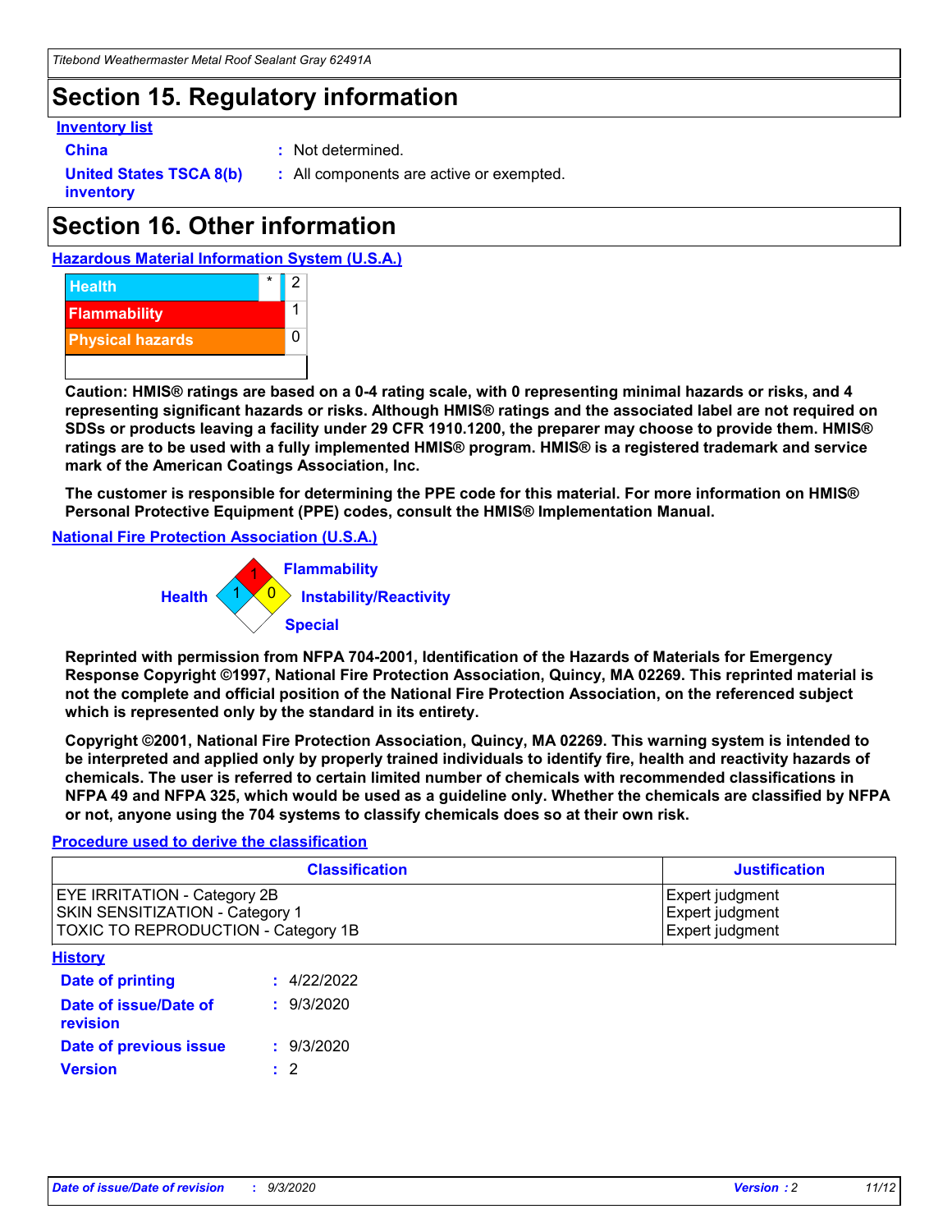## Section 15. Regulatory information

**Inventory list**

**China** : Not determined.

**United States TSCA 8(b) inventory** : All components are active or exempted.

## Section 16. Other information

**Hazardous Material Information System (U.S.A.)**

| | | |
|---|---|---|
| Health | * | 2 |
| Flammability | | 1 |
| Physical hazards | | 0 |

**Caution: HMIS® ratings are based on a 0-4 rating scale, with 0 representing minimal hazards or risks, and 4 representing significant hazards or risks. Although HMIS® ratings and the associated label are not required on SDSs or products leaving a facility under 29 CFR 1910.1200, the preparer may choose to provide them. HMIS® ratings are to be used with a fully implemented HMIS® program. HMIS® is a registered trademark and service mark of the American Coatings Association, Inc.**

**The customer is responsible for determining the PPE code for this material. For more information on HMIS® Personal Protective Equipment (PPE) codes, consult the HMIS® Implementation Manual.**

**National Fire Protection Association (U.S.A.)**

Flammability: 1
Health: 1
Instability/Reactivity: 0
Special:

**Reprinted with permission from NFPA 704-2001, Identification of the Hazards of Materials for Emergency Response Copyright ©1997, National Fire Protection Association, Quincy, MA 02269. This reprinted material is not the complete and official position of the National Fire Protection Association, on the referenced subject which is represented only by the standard in its entirety.**

**Copyright ©2001, National Fire Protection Association, Quincy, MA 02269. This warning system is intended to be interpreted and applied only by properly trained individuals to identify fire, health and reactivity hazards of chemicals. The user is referred to certain limited number of chemicals with recommended classifications in NFPA 49 and NFPA 325, which would be used as a guideline only. Whether the chemicals are classified by NFPA or not, anyone using the 704 systems to classify chemicals does so at their own risk.**

**Procedure used to derive the classification**

| Classification | Justification |
|---|---|
| EYE IRRITATION - Category 2B | Expert judgment |
| SKIN SENSITIZATION - Category 1 | Expert judgment |
| TOXIC TO REPRODUCTION - Category 1B | Expert judgment |

**History**

**Date of printing** : 4/22/2022

**Date of issue/Date of revision** : 9/3/2020

**Date of previous issue** : 9/3/2020

**Version** : 2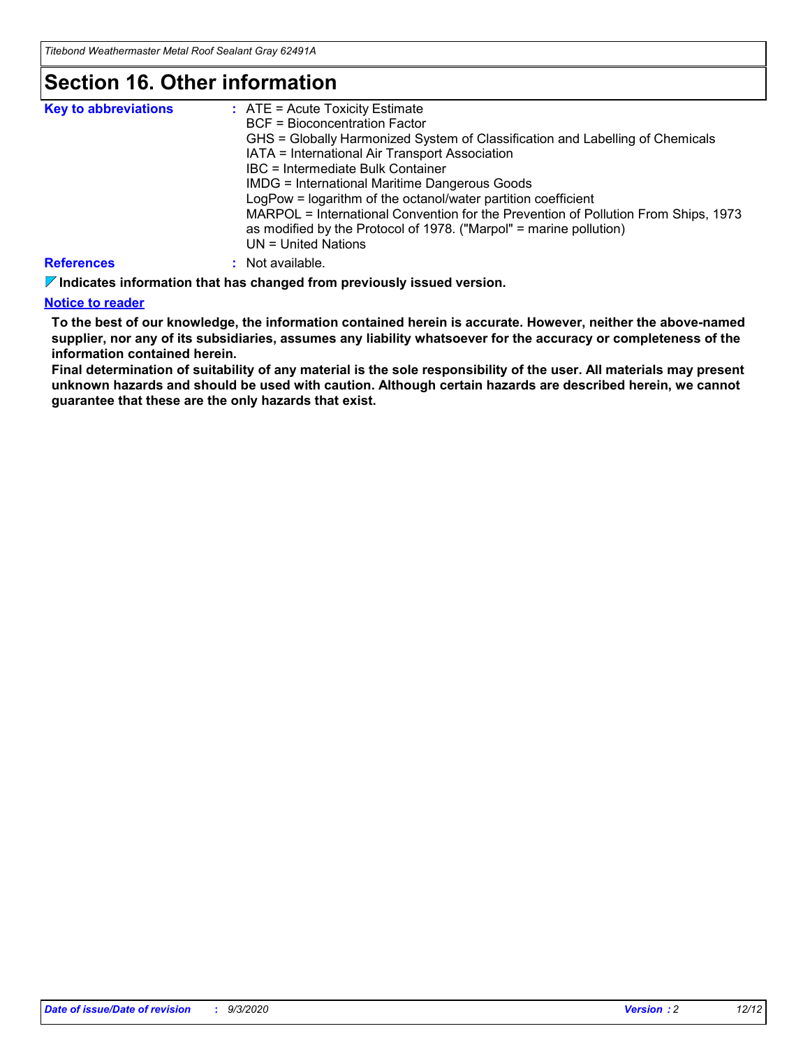# Section 16. Other information

**Key to abbreviations** : ATE = Acute Toxicity Estimate
BCF = Bioconcentration Factor
GHS = Globally Harmonized System of Classification and Labelling of Chemicals
IATA = International Air Transport Association
IBC = Intermediate Bulk Container
IMDG = International Maritime Dangerous Goods
LogPow = logarithm of the octanol/water partition coefficient
MARPOL = International Convention for the Prevention of Pollution From Ships, 1973 as modified by the Protocol of 1978. ("Marpol" = marine pollution)
UN = United Nations

**References** : Not available.

**Indicates information that has changed from previously issued version.**

**Notice to reader**

**To the best of our knowledge, the information contained herein is accurate. However, neither the above-named supplier, nor any of its subsidiaries, assumes any liability whatsoever for the accuracy or completeness of the information contained herein.**

**Final determination of suitability of any material is the sole responsibility of the user. All materials may present unknown hazards and should be used with caution. Although certain hazards are described herein, we cannot guarantee that these are the only hazards that exist.**